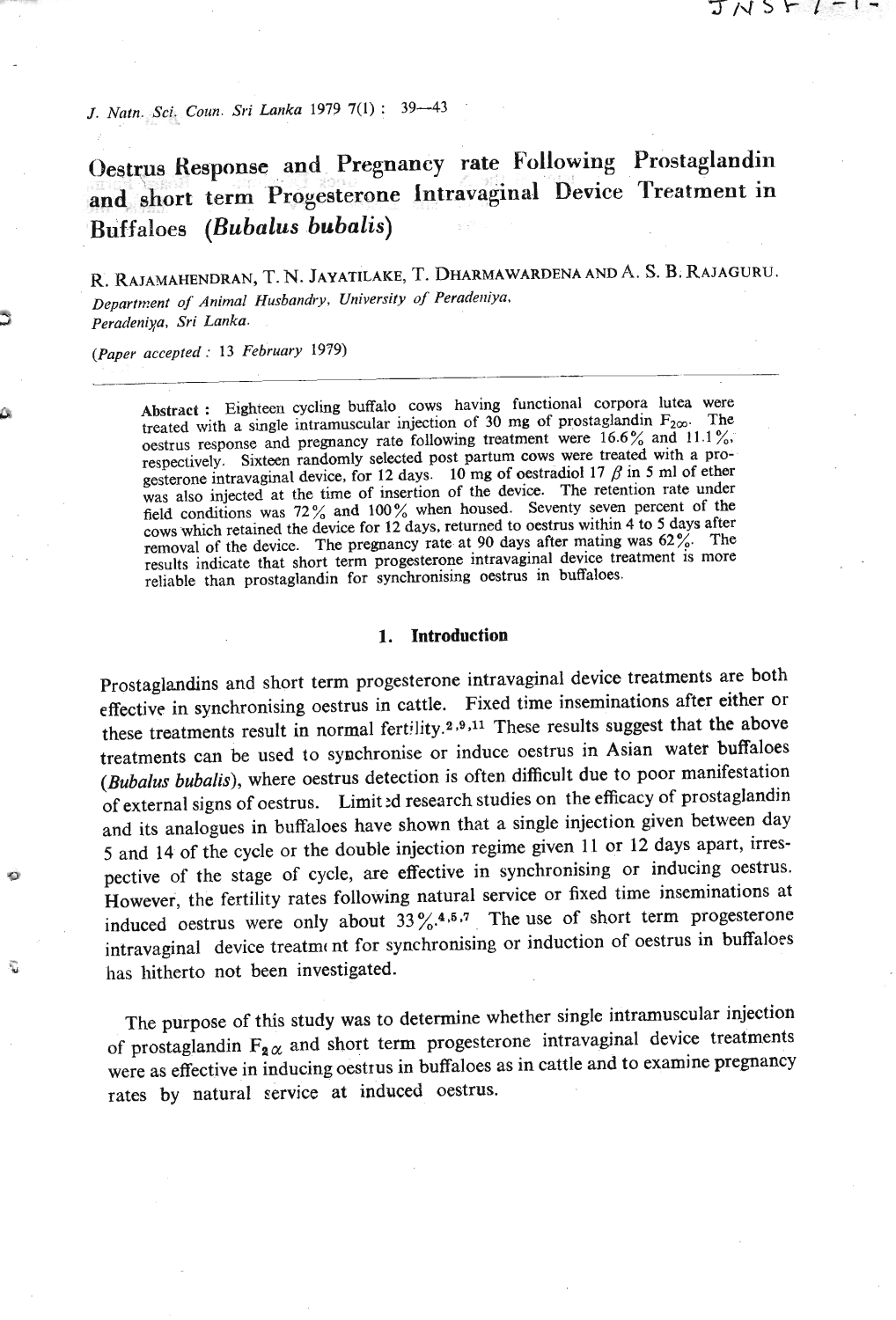# Oestrus Response and Pregnancy rate Following Prostaglandin and short term Progesterone Intravaginal Device Treatment in Buffaloes (*Bubalus bubalis*)

R. RAJAMAHENDRAN, T. N. JAYATILAKE, T. DHARMAWARDENA AND A. S. B. RAJAGURU.

*Department of Animal Husbandry, University of Peradeniya, Peradeniya, Sri Lanka.*

(*Paper accepted* : 13 February 1979)

**Abstract** : Eighteen cycling buffalo cows having functional corpora lutea were treated with a single intramuscular injection of 30 mg of prostaglandin $F_{2\alpha}$. The oestrus response and pregnancy rate following treatment were 16.6% and 11.1%, respectively. Sixteen randomly selected post partum cows were treated with a progesterone intravaginal device, for 12 days. 10 mg of oestradiol 17 $\beta$ in 5 ml of ether was also injected at the time of insertion of the device. The retention rate under field conditions was 72% and 100% when housed. Seventy seven percent of the cows which retained the device for 12 days, returned to oestrus within 4 to 5 days after removal of the device. The pregnancy rate at 90 days after mating was 62%. The results indicate that short term progesterone intravaginal device treatment is more reliable than prostaglandin for synchronising oestrus in buffaloes.

## 1. Introduction

Prostaglandins and short term progesterone intravaginal device treatments are both effective in synchronising oestrus in cattle. Fixed time inseminations after either or these treatments result in normal fertility.[2,9,11] These results suggest that the above treatments can be used to synchronise or induce oestrus in Asian water buffaloes (*Bubalus bubalis*), where oestrus detection is often difficult due to poor manifestation of external signs of oestrus. Limited research studies on the efficacy of prostaglandin and its analogues in buffaloes have shown that a single injection given between day 5 and 14 of the cycle or the double injection regime given 11 or 12 days apart, irrespective of the stage of cycle, are effective in synchronising or inducing oestrus. However, the fertility rates following natural service or fixed time inseminations at induced oestrus were only about 33%.[4,5,7] The use of short term progesterone intravaginal device treatment for synchronising or induction of oestrus in buffaloes has hitherto not been investigated.

The purpose of this study was to determine whether single intramuscular injection of prostaglandin $F_{2\alpha}$ and short term progesterone intravaginal device treatments were as effective in inducing oestrus in buffaloes as in cattle and to examine pregnancy rates by natural service at induced oestrus.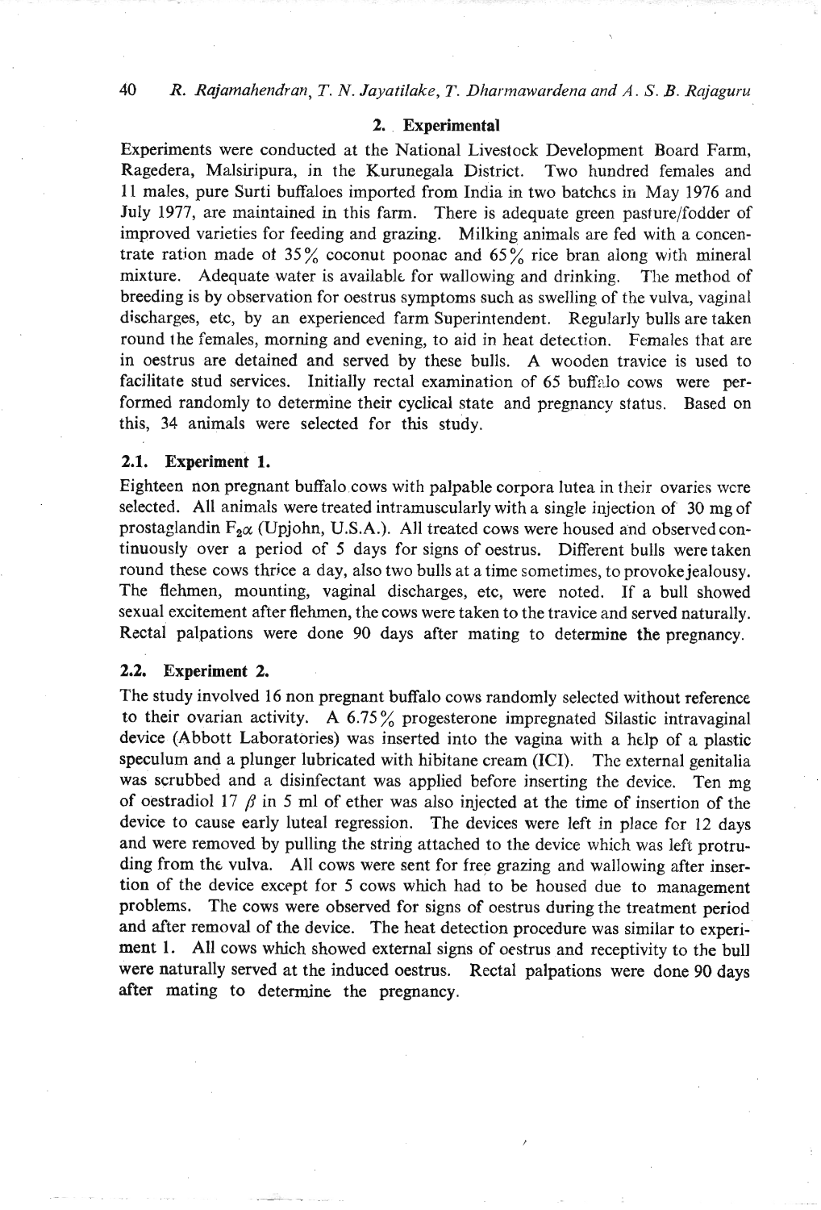## 2. Experimental

Experiments were conducted at the National Livestock Development Board Farm, Ragedera, Malsiripura, in the Kurunegala District. Two hundred females and 11 males, pure Surti buffaloes imported from India in two batches in May 1976 and July 1977, are maintained in this farm. There is adequate green pasture/fodder of improved varieties for feeding and grazing. Milking animals are fed with a concentrate ration made of 35% coconut poonac and 65% rice bran along with mineral mixture. Adequate water is available for wallowing and drinking. The method of breeding is by observation for oestrus symptoms such as swelling of the vulva, vaginal discharges, etc, by an experienced farm Superintendent. Regularly bulls are taken round the females, morning and evening, to aid in heat detection. Females that are in oestrus are detained and served by these bulls. A wooden travice is used to facilitate stud services. Initially rectal examination of 65 buffalo cows were performed randomly to determine their cyclical state and pregnancy status. Based on this, 34 animals were selected for this study.

### 2.1. Experiment 1.

Eighteen non pregnant buffalo cows with palpable corpora lutea in their ovaries were selected. All animals were treated intramuscularly with a single injection of 30 mg of prostaglandin $F_{2}\alpha$ (Upjohn, U.S.A.). All treated cows were housed and observed continuously over a period of 5 days for signs of oestrus. Different bulls were taken round these cows thrice a day, also two bulls at a time sometimes, to provoke jealousy. The flehmen, mounting, vaginal discharges, etc, were noted. If a bull showed sexual excitement after flehmen, the cows were taken to the travice and served naturally. Rectal palpations were done 90 days after mating to determine the pregnancy.

### 2.2. Experiment 2.

The study involved 16 non pregnant buffalo cows randomly selected without reference to their ovarian activity. A 6.75% progesterone impregnated Silastic intravaginal device (Abbott Laboratories) was inserted into the vagina with a help of a plastic speculum and a plunger lubricated with hibitane cream (ICI). The external genitalia was scrubbed and a disinfectant was applied before inserting the device. Ten mg of oestradiol 17 $\beta$ in 5 ml of ether was also injected at the time of insertion of the device to cause early luteal regression. The devices were left in place for 12 days and were removed by pulling the string attached to the device which was left protruding from the vulva. All cows were sent for free grazing and wallowing after insertion of the device except for 5 cows which had to be housed due to management problems. The cows were observed for signs of oestrus during the treatment period and after removal of the device. The heat detection procedure was similar to experiment 1. All cows which showed external signs of oestrus and receptivity to the bull were naturally served at the induced oestrus. Rectal palpations were done 90 days after mating to determine the pregnancy.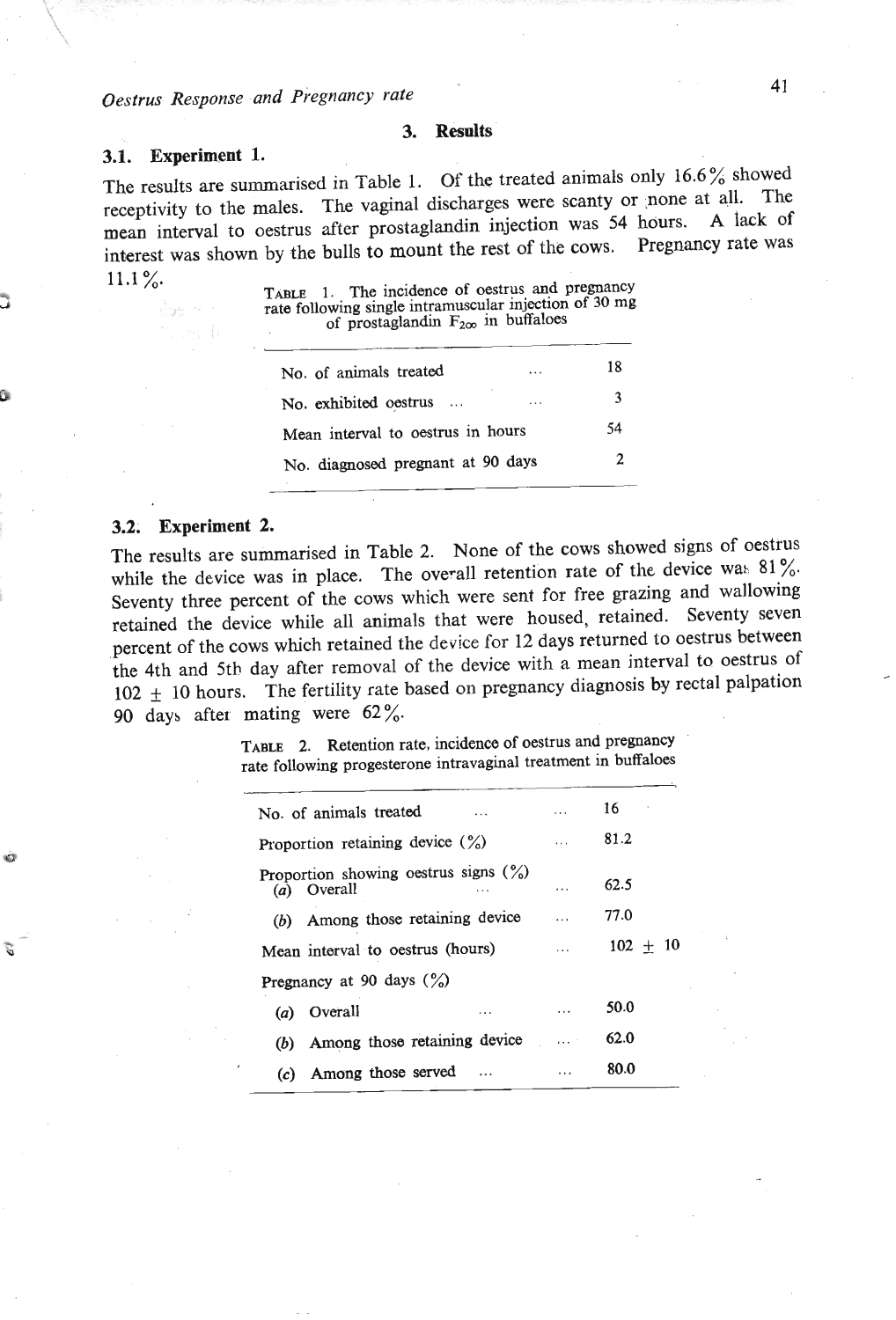## 3. Results

### 3.1. Experiment 1.

The results are summarised in Table 1. Of the treated animals only 16.6% showed receptivity to the males. The vaginal discharges were scanty or none at all. The mean interval to oestrus after prostaglandin injection was 54 hours. A lack of interest was shown by the bulls to mount the rest of the cows. Pregnancy rate was 11.1%.

TABLE 1. The incidence of oestrus and pregnancy rate following single intramuscular injection of 30 mg of prostaglandin $F_{2\alpha}$ in buffaloes

| | |
|---|---|
| No. of animals treated ... ... | 18 |
| No. exhibited oestrus ... ... | 3 |
| Mean interval to oestrus in hours | 54 |
| No. diagnosed pregnant at 90 days | 2 |

### 3.2. Experiment 2.

The results are summarised in Table 2. None of the cows showed signs of oestrus while the device was in place. The overall retention rate of the device was 81%. Seventy three percent of the cows which were sent for free grazing and wallowing retained the device while all animals that were housed, retained. Seventy seven percent of the cows which retained the device for 12 days returned to oestrus between the 4th and 5th day after removal of the device with a mean interval to oestrus of 102 ± 10 hours. The fertility rate based on pregnancy diagnosis by rectal palpation 90 days after mating were 62%.

TABLE 2. Retention rate, incidence of oestrus and pregnancy rate following progesterone intravaginal treatment in buffaloes

| | |
|---|---|
| No. of animals treated ... ... | 16 |
| Proportion retaining device (%) ... | 81.2 |
| Proportion showing oestrus signs (%) | |
| (*a*) Overall ... ... | 62.5 |
| (*b*) Among those retaining device ... | 77.0 |
| Mean interval to oestrus (hours) ... | 102 ± 10 |
| Pregnancy at 90 days (%) | |
| (*a*) Overall ... ... | 50.0 |
| (*b*) Among those retaining device ... | 62.0 |
| (*c*) Among those served ... ... | 80.0 |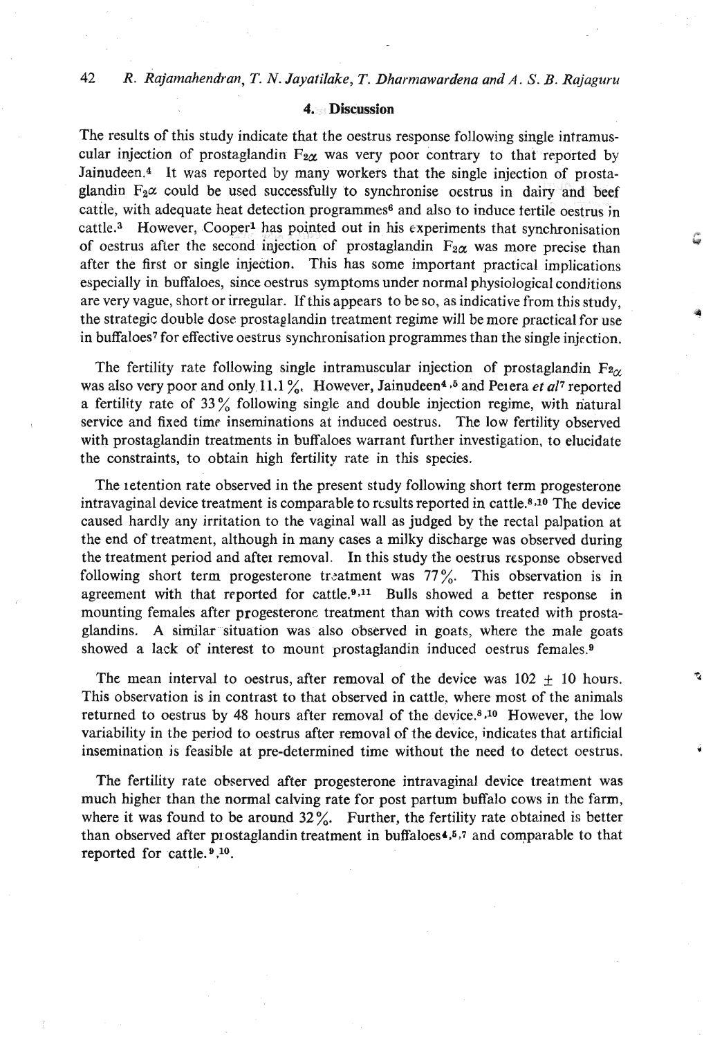## 4. Discussion

The results of this study indicate that the oestrus response following single intramuscular injection of prostaglandin $F_{2\alpha}$ was very poor contrary to that reported by Jainudeen.[4] It was reported by many workers that the single injection of prostaglandin $F_{2\alpha}$ could be used successfully to synchronise oestrus in dairy and beef cattle, with adequate heat detection programmes[6] and also to induce fertile oestrus in cattle.[3] However, Cooper[1] has pointed out in his experiments that synchronisation of oestrus after the second injection of prostaglandin $F_{2\alpha}$ was more precise than after the first or single injection. This has some important practical implications especially in buffaloes, since oestrus symptoms under normal physiological conditions are very vague, short or irregular. If this appears to be so, as indicative from this study, the strategic double dose prostaglandin treatment regime will be more practical for use in buffaloes[7] for effective oestrus synchronisation programmes than the single injection.

The fertility rate following single intramuscular injection of prostaglandin $F_{2\alpha}$ was also very poor and only 11.1 %. However, Jainudeen[4,5] and Perera *et al*[7] reported a fertility rate of 33 % following single and double injection regime, with natural service and fixed time inseminations at induced oestrus. The low fertility observed with prostaglandin treatments in buffaloes warrant further investigation, to elucidate the constraints, to obtain high fertility rate in this species.

The retention rate observed in the present study following short term progesterone intravaginal device treatment is comparable to results reported in cattle.[8,10] The device caused hardly any irritation to the vaginal wall as judged by the rectal palpation at the end of treatment, although in many cases a milky discharge was observed during the treatment period and after removal. In this study the oestrus response observed following short term progesterone treatment was 77 %. This observation is in agreement with that reported for cattle.[9,11] Bulls showed a better response in mounting females after progesterone treatment than with cows treated with prostaglandins. A similar situation was also observed in goats, where the male goats showed a lack of interest to mount prostaglandin induced oestrus females.[9]

The mean interval to oestrus, after removal of the device was $102 \pm 10$ hours. This observation is in contrast to that observed in cattle, where most of the animals returned to oestrus by 48 hours after removal of the device.[8,10] However, the low variability in the period to oestrus after removal of the device, indicates that artificial insemination is feasible at pre-determined time without the need to detect oestrus.

The fertility rate observed after progesterone intravaginal device treatment was much higher than the normal calving rate for post partum buffalo cows in the farm, where it was found to be around 32 %. Further, the fertility rate obtained is better than observed after prostaglandin treatment in buffaloes[4,5,7] and comparable to that reported for cattle.[9,10].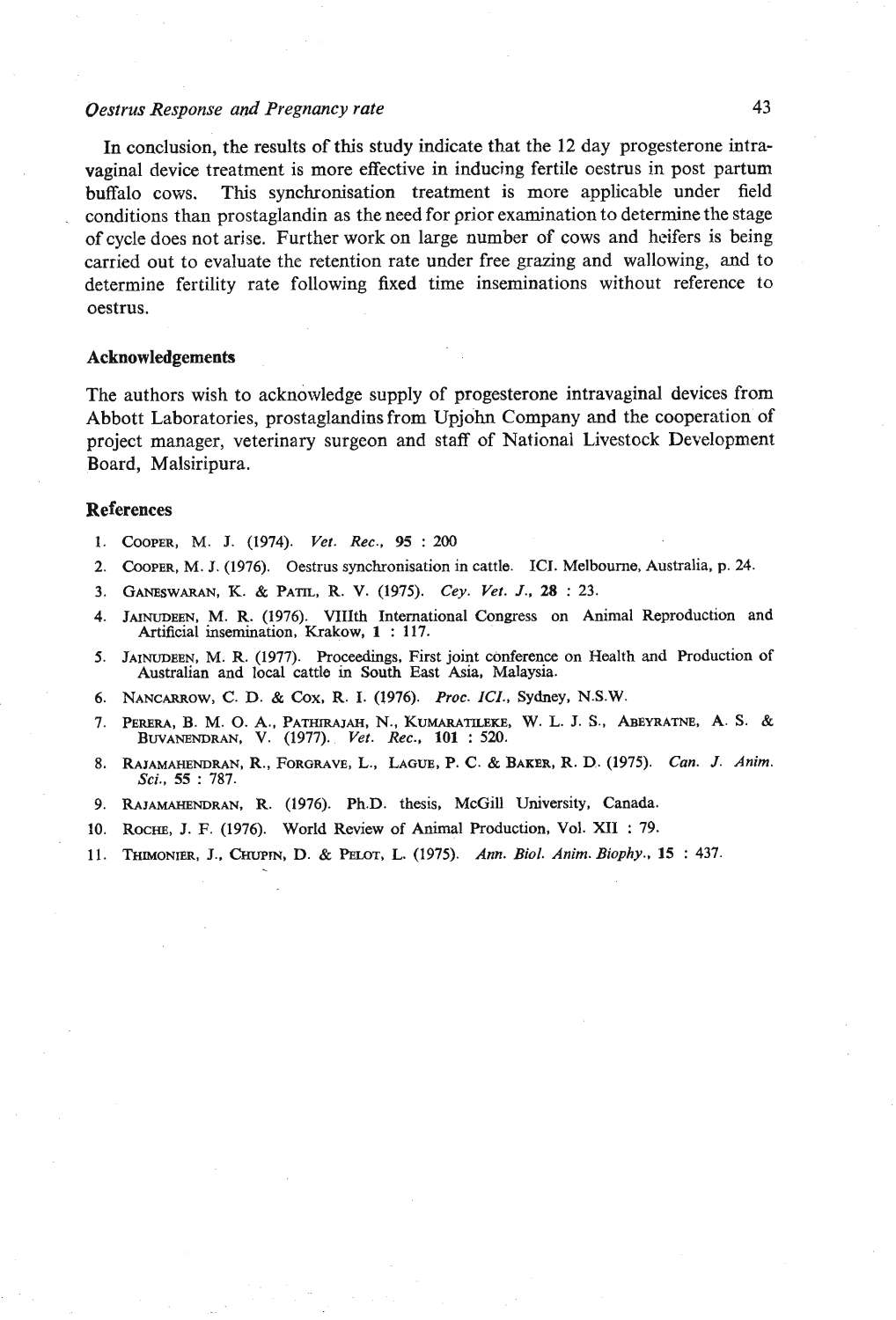In conclusion, the results of this study indicate that the 12 day progesterone intravaginal device treatment is more effective in inducing fertile oestrus in post partum buffalo cows. This synchronisation treatment is more applicable under field conditions than prostaglandin as the need for prior examination to determine the stage of cycle does not arise. Further work on large number of cows and heifers is being carried out to evaluate the retention rate under free grazing and wallowing, and to determine fertility rate following fixed time inseminations without reference to oestrus.

## Acknowledgements

The authors wish to acknowledge supply of progesterone intravaginal devices from Abbott Laboratories, prostaglandins from Upjohn Company and the cooperation of project manager, veterinary surgeon and staff of National Livestock Development Board, Malsiripura.

## References

1. Cooper, M. J. (1974). *Vet. Rec.*, **95** : 200
2. Cooper, M. J. (1976). Oestrus synchronisation in cattle. ICI. Melbourne, Australia, p. 24.
3. Ganeswaran, K. & Patil, R. V. (1975). *Cey. Vet. J.*, **28** : 23.
4. Jainudeen, M. R. (1976). VIIIth International Congress on Animal Reproduction and Artificial insemination, Krakow, **1** : 117.
5. Jainudeen, M. R. (1977). Proceedings, First joint conference on Health and Production of Australian and local cattle in South East Asia, Malaysia.
6. Nancarrow, C. D. & Cox, R. I. (1976). *Proc. ICI.*, Sydney, N.S.W.
7. Perera, B. M. O. A., Pathirajah, N., Kumaratileke, W. L. J. S., Abeyratne, A. S. & Buvanendran, V. (1977). *Vet. Rec.*, **101** : 520.
8. Rajamahendran, R., Forgrave, L., Lague, P. C. & Baker, R. D. (1975). *Can. J. Anim. Sci.*, **55** : 787.
9. Rajamahendran, R. (1976). Ph.D. thesis, McGill University, Canada.
10. Roche, J. F. (1976). World Review of Animal Production, Vol. XII : 79.
11. Thimonier, J., Chupin, D. & Pelot, L. (1975). *Ann. Biol. Anim. Biophy.*, **15** : 437.